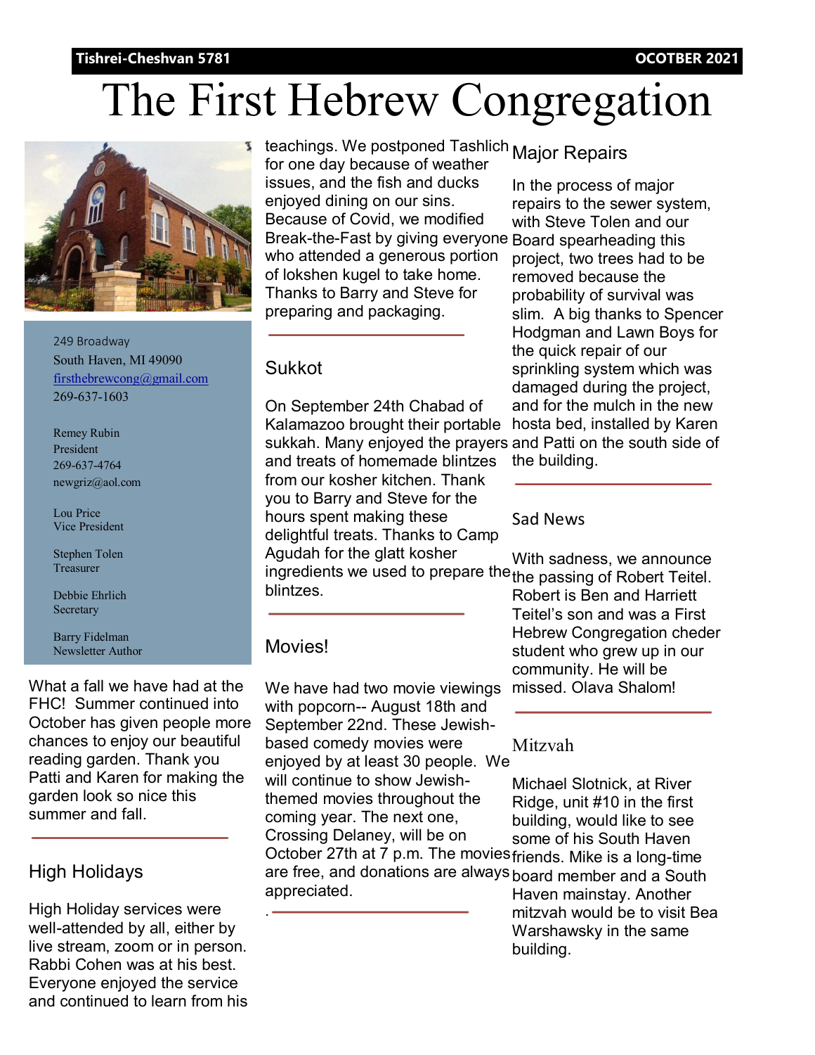**Tishrei-Cheshvan 5781** **OCOTBER 2021**

# The First Hebrew Congregation

249 Broadway
South Haven, MI 49090
firsthebrewcong@gmail.com
269-637-1603

Remey Rubin
President
269-637-4764
newgriz@aol.com

Lou Price
Vice President

Stephen Tolen
Treasurer

Debbie Ehrlich
Secretary

Barry Fidelman
Newsletter Author

What a fall we have had at the FHC! Summer continued into October has given people more chances to enjoy our beautiful reading garden. Thank you Patti and Karen for making the garden look so nice this summer and fall.

## High Holidays

High Holiday services were well-attended by all, either by live stream, zoom or in person. Rabbi Cohen was at his best. Everyone enjoyed the service and continued to learn from his teachings. We postponed Tashlich for one day because of weather issues, and the fish and ducks enjoyed dining on our sins. Because of Covid, we modified Break-the-Fast by giving everyone who attended a generous portion of lokshen kugel to take home. Thanks to Barry and Steve for preparing and packaging.

## Sukkot

On September 24th Chabad of Kalamazoo brought their portable sukkah. Many enjoyed the prayers and treats of homemade blintzes from our kosher kitchen. Thank you to Barry and Steve for the hours spent making these delightful treats. Thanks to Camp Agudah for the glatt kosher ingredients we used to prepare the blintzes.

## Movies!

We have had two movie viewings with popcorn-- August 18th and September 22nd. These Jewish-based comedy movies were enjoyed by at least 30 people. We will continue to show Jewish-themed movies throughout the coming year. The next one, Crossing Delaney, will be on October 27th at 7 p.m. The movies are free, and donations are always appreciated.

.

## Major Repairs

In the process of major repairs to the sewer system, with Steve Tolen and our Board spearheading this project, two trees had to be removed because the probability of survival was slim. A big thanks to Spencer Hodgman and Lawn Boys for the quick repair of our sprinkling system which was damaged during the project, and for the mulch in the new hosta bed, installed by Karen and Patti on the south side of the building.

## Sad News

With sadness, we announce the passing of Robert Teitel. Robert is Ben and Harriett Teitel's son and was a First Hebrew Congregation cheder student who grew up in our community. He will be missed. Olava Shalom!

## Mitzvah

Michael Slotnick, at River Ridge, unit #10 in the first building, would like to see some of his South Haven friends. Mike is a long-time board member and a South Haven mainstay. Another mitzvah would be to visit Bea Warshawsky in the same building.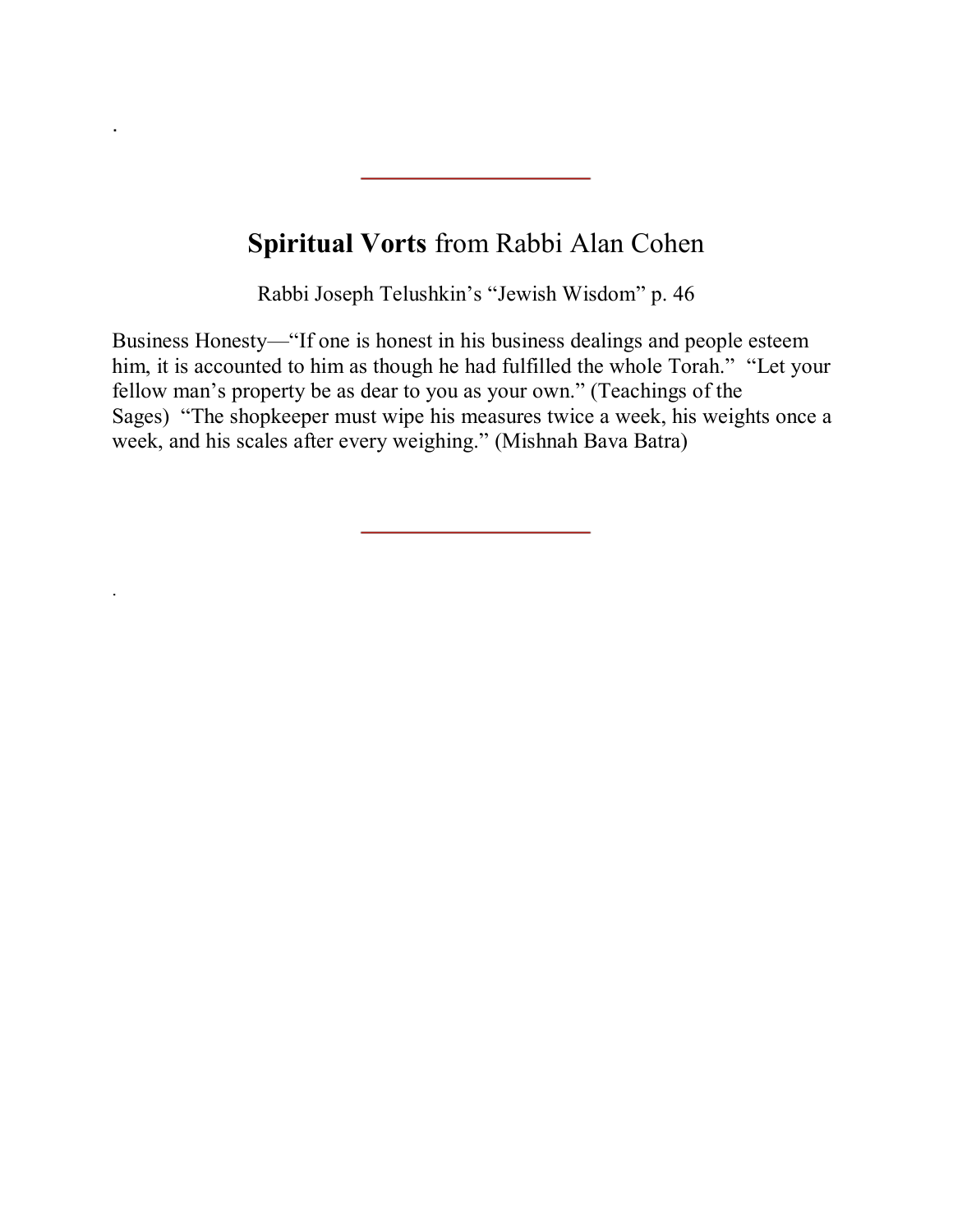## **Spiritual Vorts** from Rabbi Alan Cohen

Rabbi Joseph Telushkin's "Jewish Wisdom" p. 46

Business Honesty—"If one is honest in his business dealings and people esteem him, it is accounted to him as though he had fulfilled the whole Torah." "Let your fellow man's property be as dear to you as your own." (Teachings of the Sages) "The shopkeeper must wipe his measures twice a week, his weights once a week, and his scales after every weighing." (Mishnah Bava Batra)